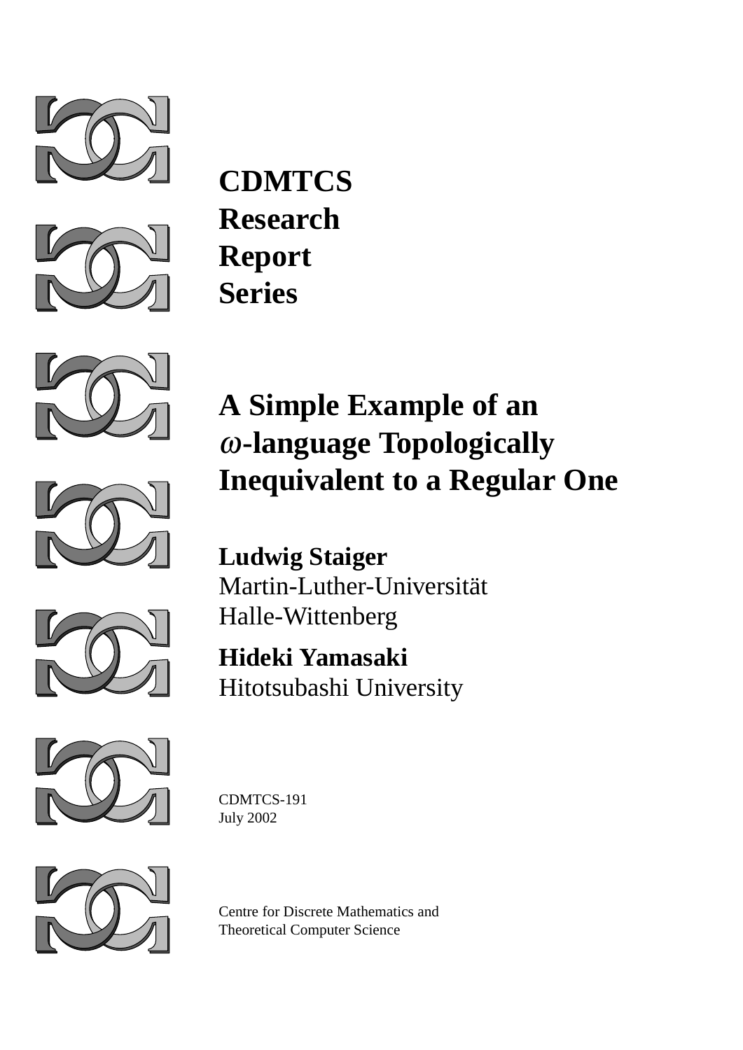**CDMTCS**
**Research**
**Report**
**Series**

# A Simple Example of an $\omega$-language Topologically Inequivalent to a Regular One

**Ludwig Staiger**
Martin-Luther-Universität
Halle-Wittenberg

**Hideki Yamasaki**
Hitotsubashi University

CDMTCS-191
July 2002

Centre for Discrete Mathematics and
Theoretical Computer Science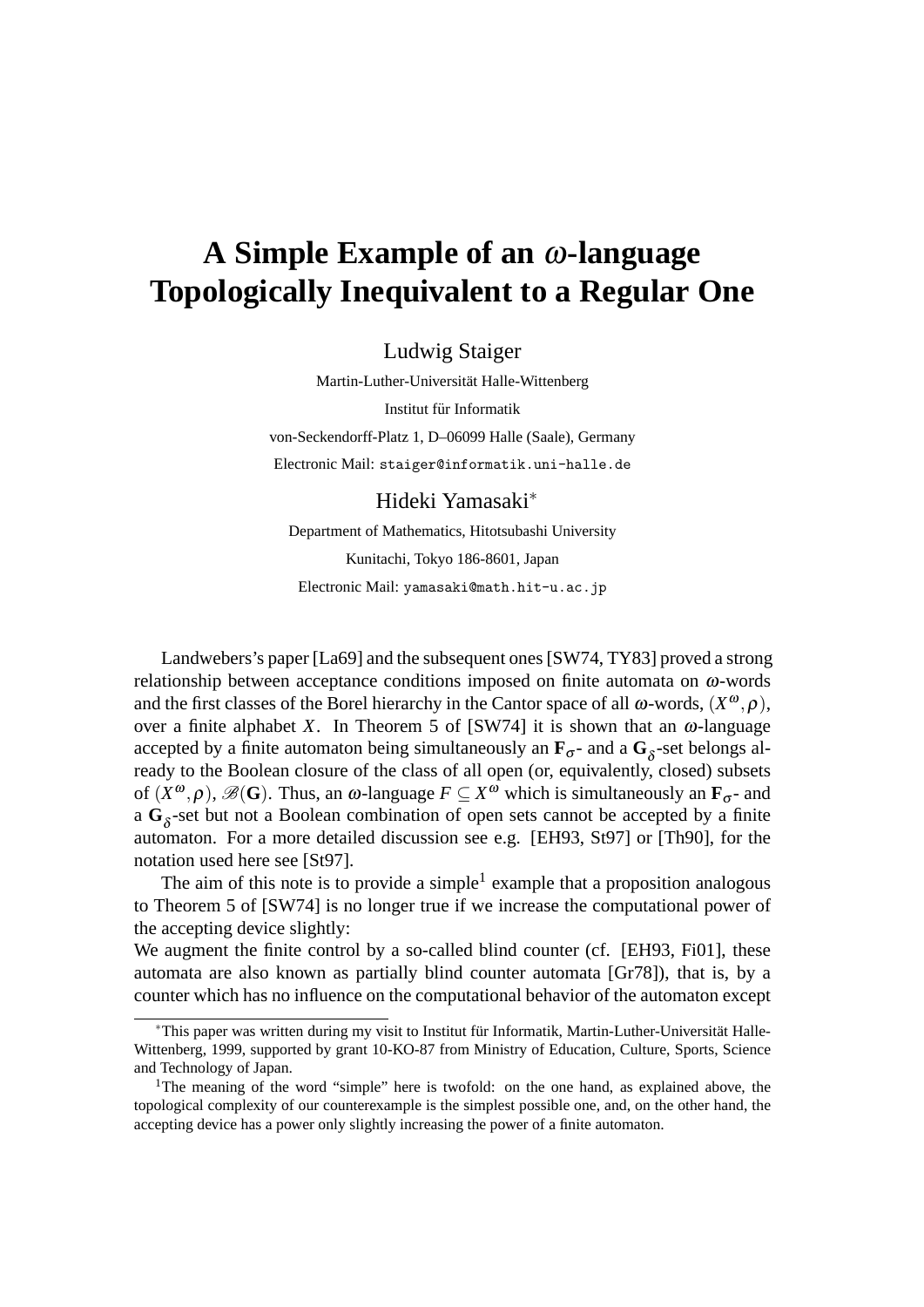# A Simple Example of an $\omega$-language Topologically Inequivalent to a Regular One

Ludwig Staiger

Martin-Luther-Universität Halle-Wittenberg

Institut für Informatik

von-Seckendorff-Platz 1, D–06099 Halle (Saale), Germany

Electronic Mail: `staiger@informatik.uni-halle.de`

Hideki Yamasaki*

Department of Mathematics, Hitotsubashi University

Kunitachi, Tokyo 186-8601, Japan

Electronic Mail: `yamasaki@math.hit-u.ac.jp`

Landwebers's paper [La69] and the subsequent ones [SW74, TY83] proved a strong relationship between acceptance conditions imposed on finite automata on $\omega$-words and the first classes of the Borel hierarchy in the Cantor space of all $\omega$-words, $(X^\omega, \rho)$, over a finite alphabet $X$. In Theorem 5 of [SW74] it is shown that an $\omega$-language accepted by a finite automaton being simultaneously an $\mathbf{F}_\sigma$- and a $\mathbf{G}_\delta$-set belongs already to the Boolean closure of the class of all open (or, equivalently, closed) subsets of $(X^\omega, \rho)$, $\mathscr{B}(\mathbf{G})$. Thus, an $\omega$-language $F \subseteq X^\omega$ which is simultaneously an $\mathbf{F}_\sigma$- and a $\mathbf{G}_\delta$-set but not a Boolean combination of open sets cannot be accepted by a finite automaton. For a more detailed discussion see e.g. [EH93, St97] or [Th90], for the notation used here see [St97].

The aim of this note is to provide a simple[1] example that a proposition analogous to Theorem 5 of [SW74] is no longer true if we increase the computational power of the accepting device slightly:
We augment the finite control by a so-called blind counter (cf. [EH93, Fi01], these automata are also known as partially blind counter automata [Gr78]), that is, by a counter which has no influence on the computational behavior of the automaton except

---

*This paper was written during my visit to Institut für Informatik, Martin-Luther-Universität Halle-Wittenberg, 1999, supported by grant 10-KO-87 from Ministry of Education, Culture, Sports, Science and Technology of Japan.

[1]The meaning of the word "simple" here is twofold: on the one hand, as explained above, the topological complexity of our counterexample is the simplest possible one, and, on the other hand, the accepting device has a power only slightly increasing the power of a finite automaton.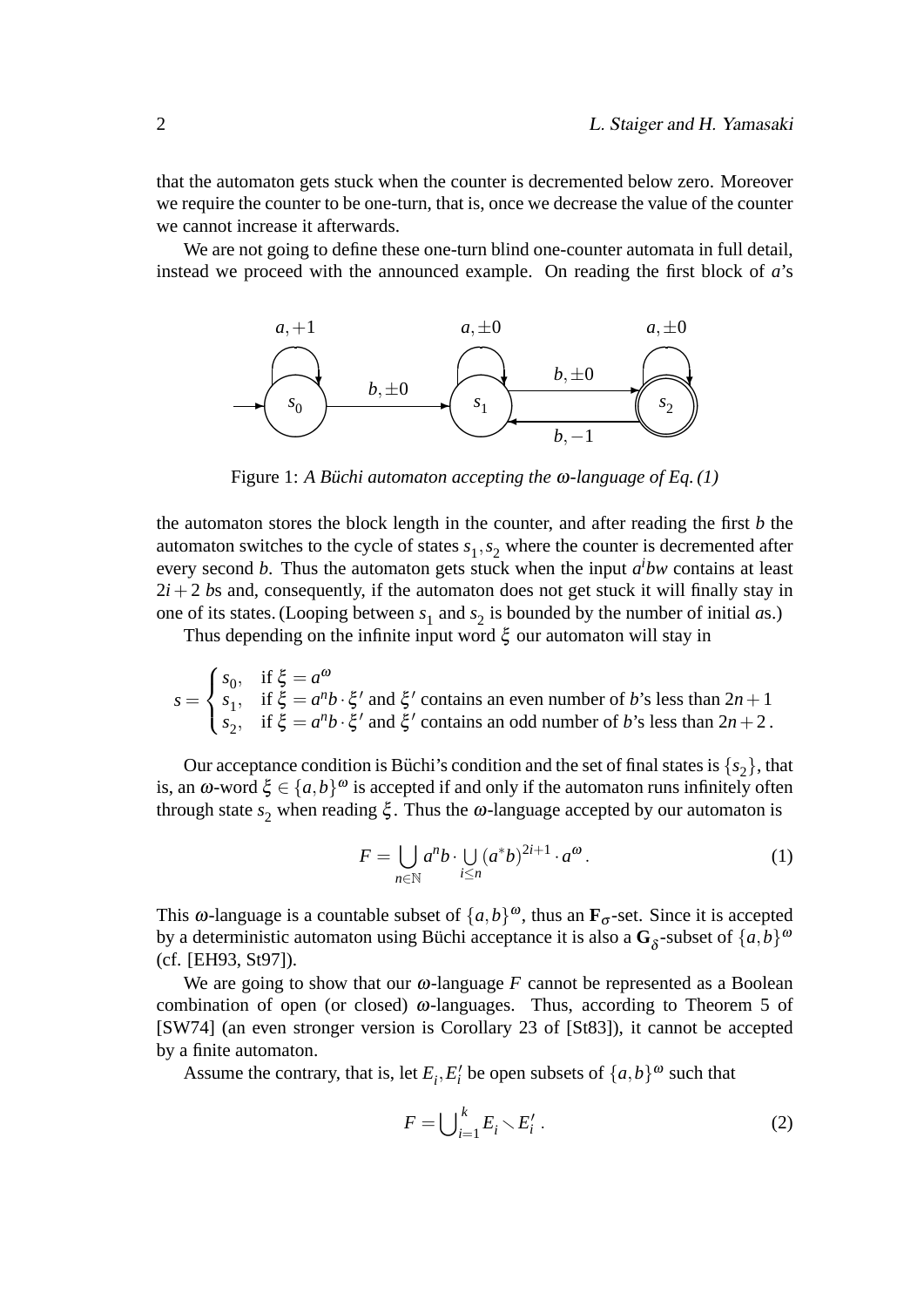that the automaton gets stuck when the counter is decremented below zero. Moreover we require the counter to be one-turn, that is, once we decrease the value of the counter we cannot increase it afterwards.

We are not going to define these one-turn blind one-counter automata in full detail, instead we proceed with the announced example. On reading the first block of $a$'s

Figure 1: *A Büchi automaton accepting the $\omega$-language of Eq. (1)*

the automaton stores the block length in the counter, and after reading the first $b$ the automaton switches to the cycle of states $s_1, s_2$ where the counter is decremented after every second $b$. Thus the automaton gets stuck when the input $a^i b w$ contains at least $2i+2$ $b$s and, consequently, if the automaton does not get stuck it will finally stay in one of its states. (Looping between $s_1$ and $s_2$ is bounded by the number of initial $a$s.)

Thus depending on the infinite input word $\xi$ our automaton will stay in

$$s = \begin{cases} s_0, & \text{if } \xi = a^\omega \\ s_1, & \text{if } \xi = a^n b \cdot \xi' \text{ and } \xi' \text{ contains an even number of } b\text{'s less than } 2n+1 \\ s_2, & \text{if } \xi = a^n b \cdot \xi' \text{ and } \xi' \text{ contains an odd number of } b\text{'s less than } 2n+2\,. \end{cases}$$

Our acceptance condition is Büchi's condition and the set of final states is $\{s_2\}$, that is, an $\omega$-word $\xi \in \{a,b\}^\omega$ is accepted if and only if the automaton runs infinitely often through state $s_2$ when reading $\xi$. Thus the $\omega$-language accepted by our automaton is

$$F = \bigcup_{n \in \mathbb{N}} a^n b \cdot \bigcup_{i \leq n} (a^* b)^{2i+1} \cdot a^\omega\,. \tag{1}$$

This $\omega$-language is a countable subset of $\{a,b\}^\omega$, thus an $\mathbf{F}_\sigma$-set. Since it is accepted by a deterministic automaton using Büchi acceptance it is also a $\mathbf{G}_\delta$-subset of $\{a,b\}^\omega$ (cf. [EH93, St97]).

We are going to show that our $\omega$-language $F$ cannot be represented as a Boolean combination of open (or closed) $\omega$-languages. Thus, according to Theorem 5 of [SW74] (an even stronger version is Corollary 23 of [St83]), it cannot be accepted by a finite automaton.

Assume the contrary, that is, let $E_i, E_i'$ be open subsets of $\{a,b\}^\omega$ such that

$$F = \bigcup_{i=1}^{k} E_i \smallsetminus E_i'\,. \tag{2}$$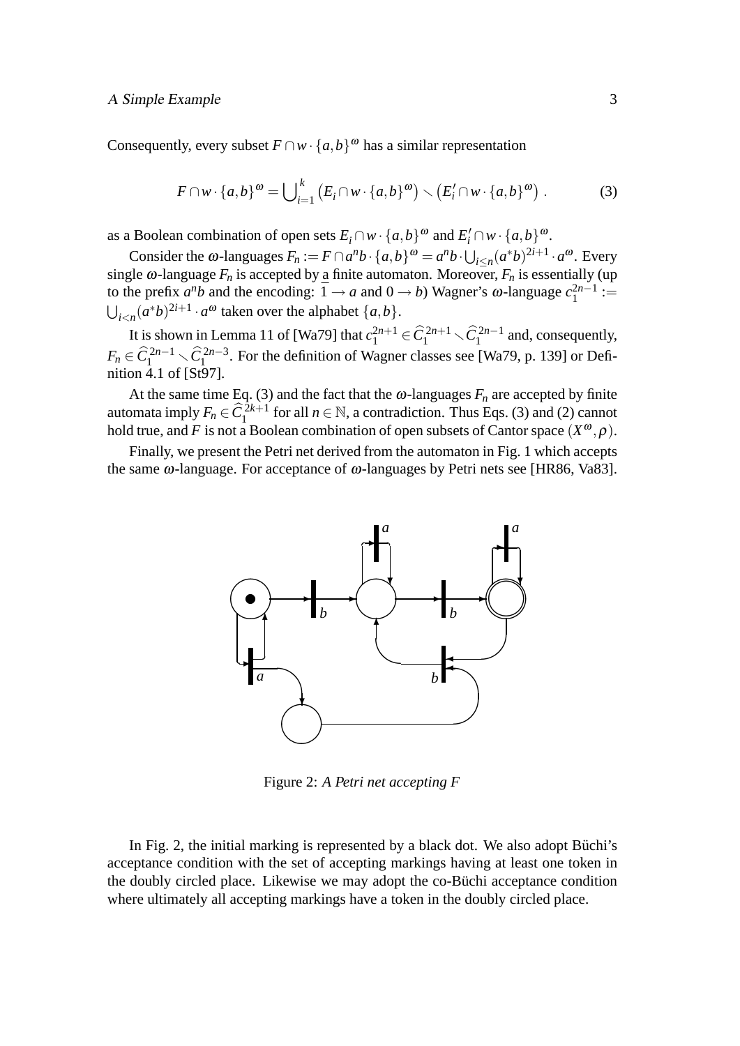Consequently, every subset $F \cap w \cdot \{a,b\}^\omega$ has a similar representation

$$F \cap w \cdot \{a,b\}^\omega = \bigcup_{i=1}^{k} \left(E_i \cap w \cdot \{a,b\}^\omega\right) \smallsetminus \left(E_i' \cap w \cdot \{a,b\}^\omega\right) . \tag{3}$$

as a Boolean combination of open sets $E_i \cap w \cdot \{a,b\}^\omega$ and $E_i' \cap w \cdot \{a,b\}^\omega$.

Consider the $\omega$-languages $F_n := F \cap a^n b \cdot \{a,b\}^\omega = a^n b \cdot \bigcup_{i \leq n} (a^* b)^{2i+1} \cdot a^\omega$. Every single $\omega$-language $F_n$ is accepted by a finite automaton. Moreover, $F_n$ is essentially (up to the prefix $a^n b$ and the encoding: $1 \to a$ and $0 \to b$) Wagner's $\omega$-language $c_1^{2n-1} := \bigcup_{i<n} (a^* b)^{2i+1} \cdot a^\omega$ taken over the alphabet $\{a,b\}$.

It is shown in Lemma 11 of [Wa79] that $c_1^{2n+1} \in \widehat{C}_1^{2n+1} \smallsetminus \widehat{C}_1^{2n-1}$ and, consequently, $F_n \in \widehat{C}_1^{2n-1} \smallsetminus \widehat{C}_1^{2n-3}$. For the definition of Wagner classes see [Wa79, p. 139] or Definition 4.1 of [St97].

At the same time Eq. (3) and the fact that the $\omega$-languages $F_n$ are accepted by finite automata imply $F_n \in \widehat{C}_1^{2k+1}$ for all $n \in \mathbb{N}$, a contradiction. Thus Eqs. (3) and (2) cannot hold true, and $F$ is not a Boolean combination of open subsets of Cantor space $(X^\omega, \rho)$.

Finally, we present the Petri net derived from the automaton in Fig. 1 which accepts the same $\omega$-language. For acceptance of $\omega$-languages by Petri nets see [HR86, Va83].

Figure 2: *A Petri net accepting F*

In Fig. 2, the initial marking is represented by a black dot. We also adopt Büchi's acceptance condition with the set of accepting markings having at least one token in the doubly circled place. Likewise we may adopt the co-Büchi acceptance condition where ultimately all accepting markings have a token in the doubly circled place.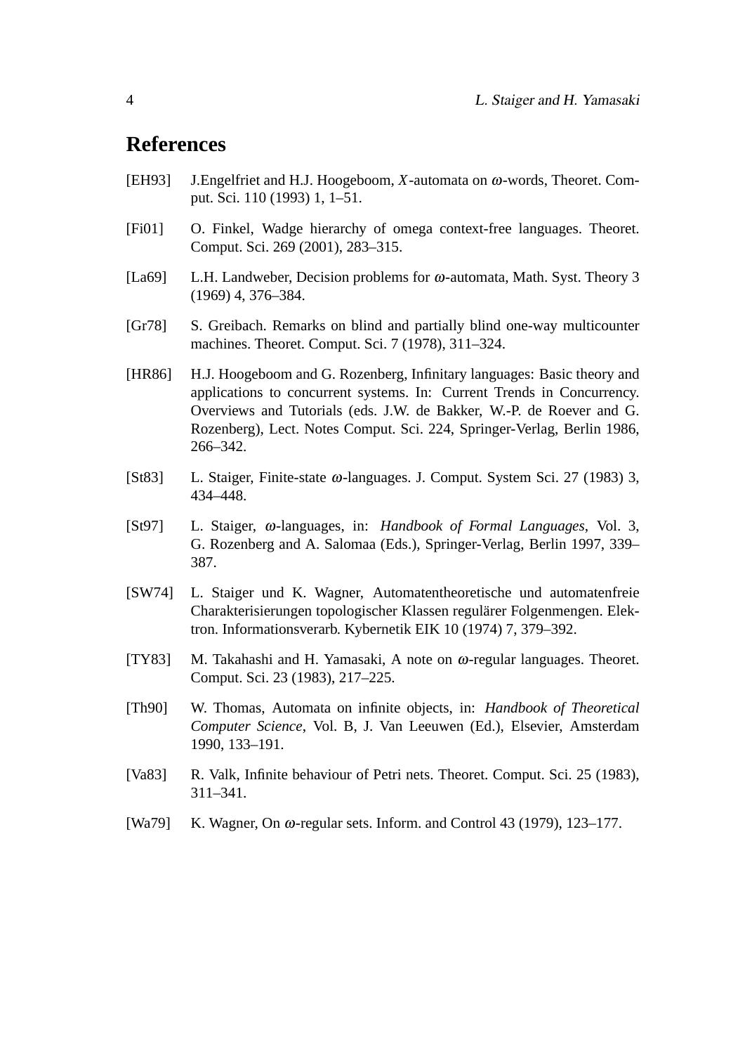## References

[EH93] J.Engelfriet and H.J. Hoogeboom, $X$-automata on $\omega$-words, Theoret. Comput. Sci. 110 (1993) 1, 1–51.

[Fi01] O. Finkel, Wadge hierarchy of omega context-free languages. Theoret. Comput. Sci. 269 (2001), 283–315.

[La69] L.H. Landweber, Decision problems for $\omega$-automata, Math. Syst. Theory 3 (1969) 4, 376–384.

[Gr78] S. Greibach. Remarks on blind and partially blind one-way multicounter machines. Theoret. Comput. Sci. 7 (1978), 311–324.

[HR86] H.J. Hoogeboom and G. Rozenberg, Infinitary languages: Basic theory and applications to concurrent systems. In: Current Trends in Concurrency. Overviews and Tutorials (eds. J.W. de Bakker, W.-P. de Roever and G. Rozenberg), Lect. Notes Comput. Sci. 224, Springer-Verlag, Berlin 1986, 266–342.

[St83] L. Staiger, Finite-state $\omega$-languages. J. Comput. System Sci. 27 (1983) 3, 434–448.

[St97] L. Staiger, $\omega$-languages, in: *Handbook of Formal Languages*, Vol. 3, G. Rozenberg and A. Salomaa (Eds.), Springer-Verlag, Berlin 1997, 339–387.

[SW74] L. Staiger und K. Wagner, Automatentheoretische und automatenfreie Charakterisierungen topologischer Klassen regulärer Folgenmengen. Elektron. Informationsverarb. Kybernetik EIK 10 (1974) 7, 379–392.

[TY83] M. Takahashi and H. Yamasaki, A note on $\omega$-regular languages. Theoret. Comput. Sci. 23 (1983), 217–225.

[Th90] W. Thomas, Automata on infinite objects, in: *Handbook of Theoretical Computer Science*, Vol. B, J. Van Leeuwen (Ed.), Elsevier, Amsterdam 1990, 133–191.

[Va83] R. Valk, Infinite behaviour of Petri nets. Theoret. Comput. Sci. 25 (1983), 311–341.

[Wa79] K. Wagner, On $\omega$-regular sets. Inform. and Control 43 (1979), 123–177.